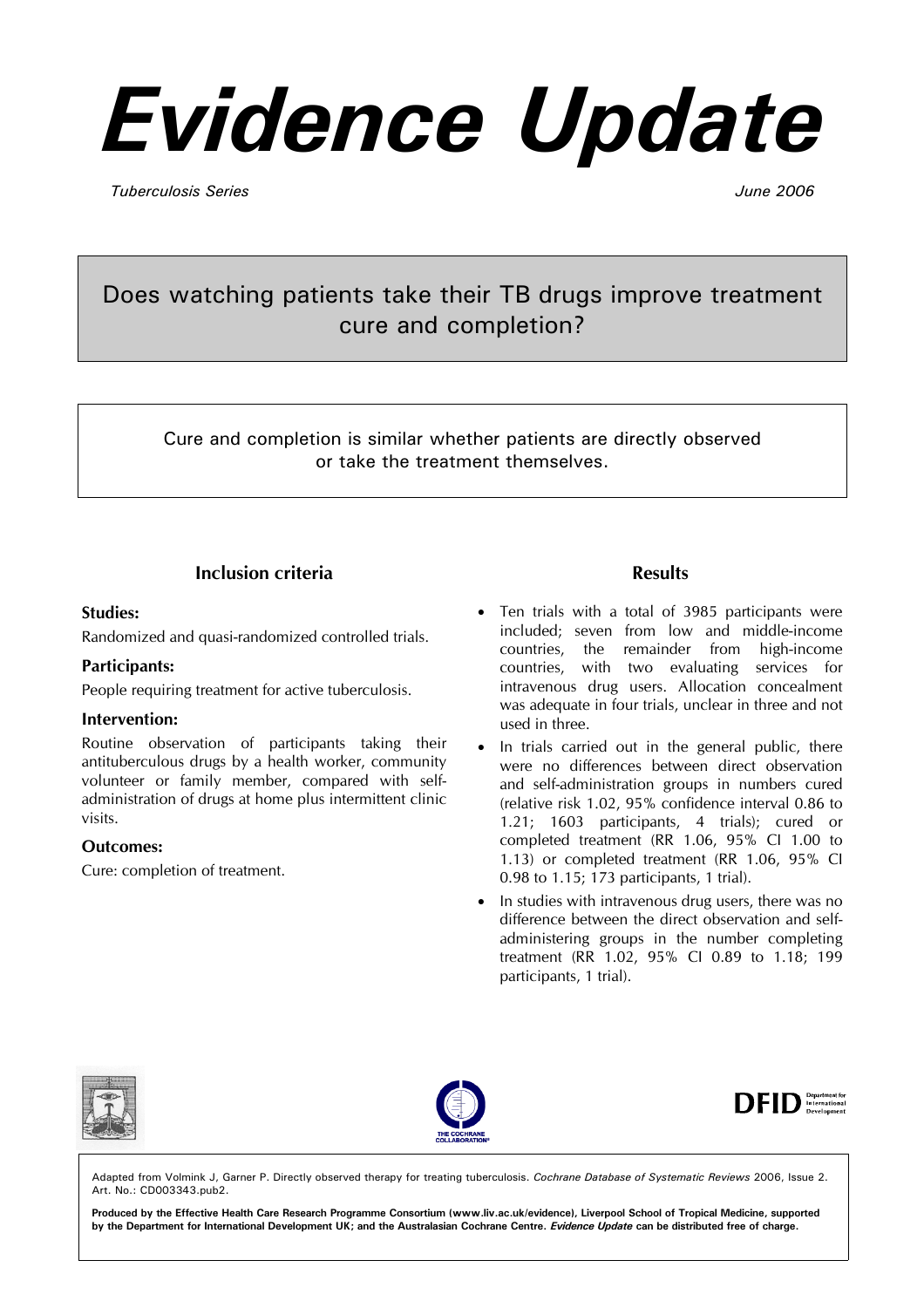# Evidence Update

*Tuberculosis Series* *June 2006*

## Does watching patients take their TB drugs improve treatment cure and completion?

Cure and completion is similar whether patients are directly observed or take the treatment themselves.

### Inclusion criteria

**Studies:**

Randomized and quasi-randomized controlled trials.

**Participants:**

People requiring treatment for active tuberculosis.

**Intervention:**

Routine observation of participants taking their antituberculous drugs by a health worker, community volunteer or family member, compared with self-administration of drugs at home plus intermittent clinic visits.

**Outcomes:**

Cure: completion of treatment.

### Results

- Ten trials with a total of 3985 participants were included; seven from low and middle-income countries, the remainder from high-income countries, with two evaluating services for intravenous drug users. Allocation concealment was adequate in four trials, unclear in three and not used in three.
- In trials carried out in the general public, there were no differences between direct observation and self-administration groups in numbers cured (relative risk 1.02, 95% confidence interval 0.86 to 1.21; 1603 participants, 4 trials); cured or completed treatment (RR 1.06, 95% CI 1.00 to 1.13) or completed treatment (RR 1.06, 95% CI 0.98 to 1.15; 173 participants, 1 trial).
- In studies with intravenous drug users, there was no difference between the direct observation and self-administering groups in the number completing treatment (RR 1.02, 95% CI 0.89 to 1.18; 199 participants, 1 trial).

Adapted from Volmink J, Garner P. Directly observed therapy for treating tuberculosis. *Cochrane Database of Systematic Reviews* 2006, Issue 2. Art. No.: CD003343.pub2.

**Produced by the Effective Health Care Research Programme Consortium (www.liv.ac.uk/evidence), Liverpool School of Tropical Medicine, supported by the Department for International Development UK; and the Australasian Cochrane Centre. *Evidence Update* can be distributed free of charge.**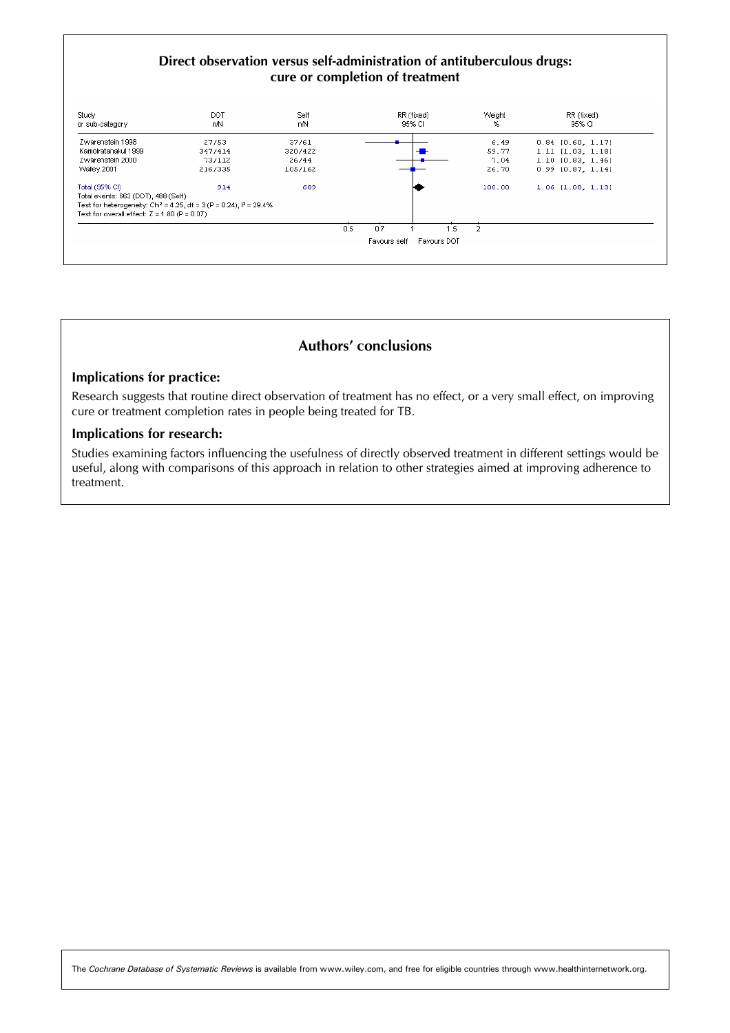## Direct observation versus self-administration of antituberculous drugs: cure or completion of treatment

Study or sub-category | DOT n/N | Self n/N | RR (fixed) 95% CI | Weight % | RR (fixed) 95% CI

Zwarenstein 1998 | 27/53 | 37/61 | 6.49 | 0.84 [0.60, 1.17]

Kamolratanakul 1999 | 347/414 | 320/422 | 59.77 | 1.11 [1.03, 1.18]

Zwarenstein 2000 | 73/112 | 26/44 | 7.04 | 1.10 [0.83, 1.46]

Walley 2001 | 216/335 | 105/162 | 26.70 | 0.99 [0.87, 1.14]

Total (95% CI) | 914 | 689 | 100.00 | 1.06 [1.00, 1.13]

Total events: 663 (DOT), 488 (Self)

Test for heterogeneity: Chi² = 4.25, df = 3 (P = 0.24), I² = 29.4%

Test for overall effect: Z = 1.80 (P = 0.07)

0.5 0.7 1 1.5 2

Favours self Favours DOT

## Authors' conclusions

### Implications for practice:

Research suggests that routine direct observation of treatment has no effect, or a very small effect, on improving cure or treatment completion rates in people being treated for TB.

### Implications for research:

Studies examining factors influencing the usefulness of directly observed treatment in different settings would be useful, along with comparisons of this approach in relation to other strategies aimed at improving adherence to treatment.

The *Cochrane Database of Systematic Reviews* is available from www.wiley.com, and free for eligible countries through www.healthinternetwork.org.